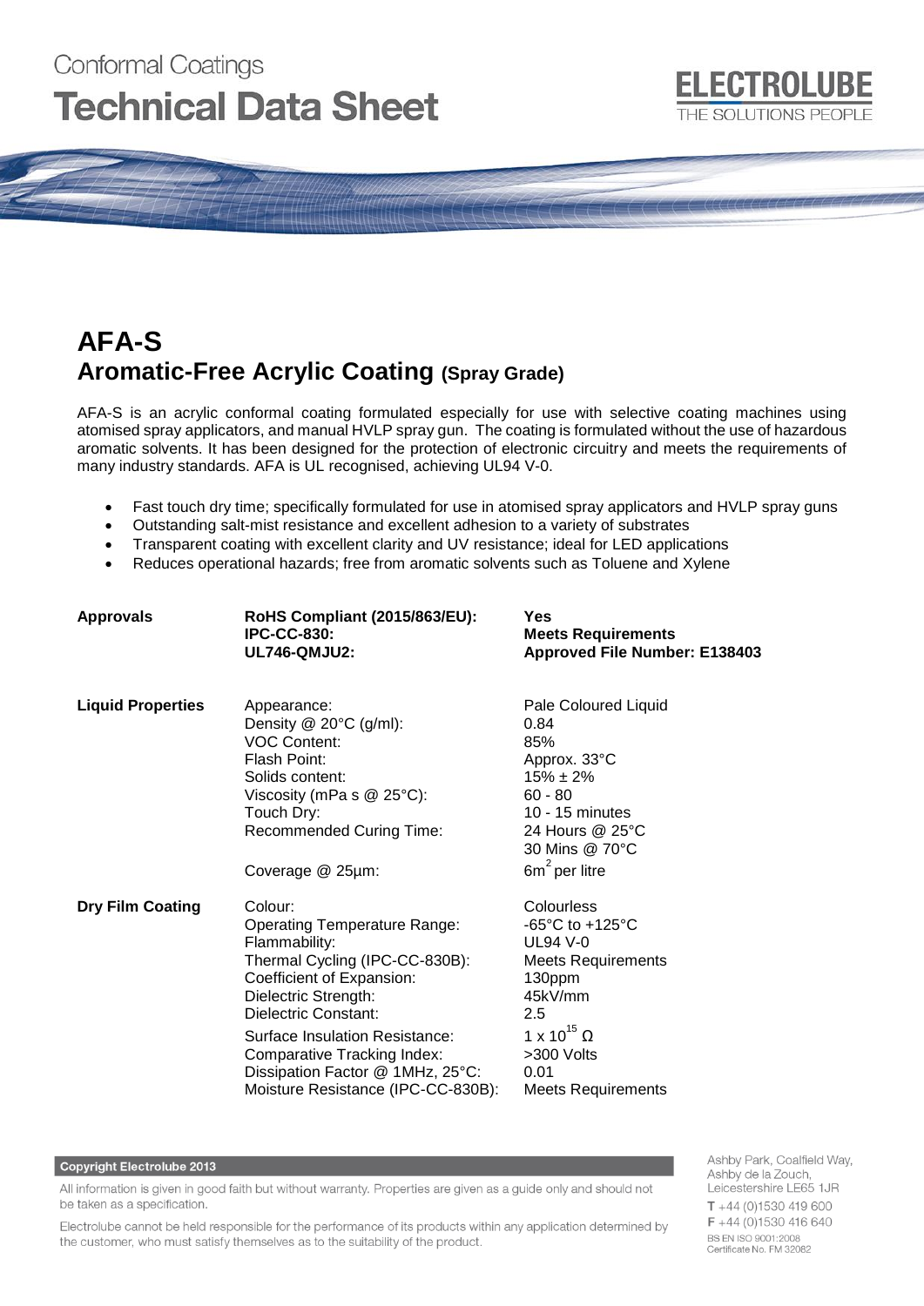Conformal Coatings

# Technical Data Sheet

ELECTROLUBE
THE SOLUTIONS PEOPLE

# AFA-S

## Aromatic-Free Acrylic Coating (Spray Grade)

AFA-S is an acrylic conformal coating formulated especially for use with selective coating machines using atomised spray applicators, and manual HVLP spray gun. The coating is formulated without the use of hazardous aromatic solvents. It has been designed for the protection of electronic circuitry and meets the requirements of many industry standards. AFA is UL recognised, achieving UL94 V-0.

- Fast touch dry time; specifically formulated for use in atomised spray applicators and HVLP spray guns
- Outstanding salt-mist resistance and excellent adhesion to a variety of substrates
- Transparent coating with excellent clarity and UV resistance; ideal for LED applications
- Reduces operational hazards; free from aromatic solvents such as Toluene and Xylene

| | | |
|---|---|---|
| **Approvals** | **RoHS Compliant (2015/863/EU):** | **Yes** |
| | **IPC-CC-830:** | **Meets Requirements** |
| | **UL746-QMJU2:** | **Approved File Number: E138403** |
| **Liquid Properties** | Appearance: | Pale Coloured Liquid |
| | Density @ 20°C (g/ml): | 0.84 |
| | VOC Content: | 85% |
| | Flash Point: | Approx. 33°C |
| | Solids content: | 15% ± 2% |
| | Viscosity (mPa s @ 25°C): | 60 - 80 |
| | Touch Dry: | 10 - 15 minutes |
| | Recommended Curing Time: | 24 Hours @ 25°C<br>30 Mins @ 70°C |
| | Coverage @ 25µm: | 6m$^2$ per litre |
| **Dry Film Coating** | Colour: | Colourless |
| | Operating Temperature Range: | -65°C to +125°C |
| | Flammability: | UL94 V-0 |
| | Thermal Cycling (IPC-CC-830B): | Meets Requirements |
| | Coefficient of Expansion: | 130ppm |
| | Dielectric Strength: | 45kV/mm |
| | Dielectric Constant: | 2.5 |
| | Surface Insulation Resistance: | $1 \times 10^{15}$ Ω |
| | Comparative Tracking Index: | >300 Volts |
| | Dissipation Factor @ 1MHz, 25°C: | 0.01 |
| | Moisture Resistance (IPC-CC-830B): | Meets Requirements |

**Copyright Electrolube 2013**

All information is given in good faith but without warranty. Properties are given as a guide only and should not be taken as a specification.

Electrolube cannot be held responsible for the performance of its products within any application determined by the customer, who must satisfy themselves as to the suitability of the product.

Ashby Park, Coalfield Way,
Ashby de la Zouch,
Leicestershire LE65 1JR
T +44 (0)1530 419 600
F +44 (0)1530 416 640
BS EN ISO 9001:2008
Certificate No. FM 32082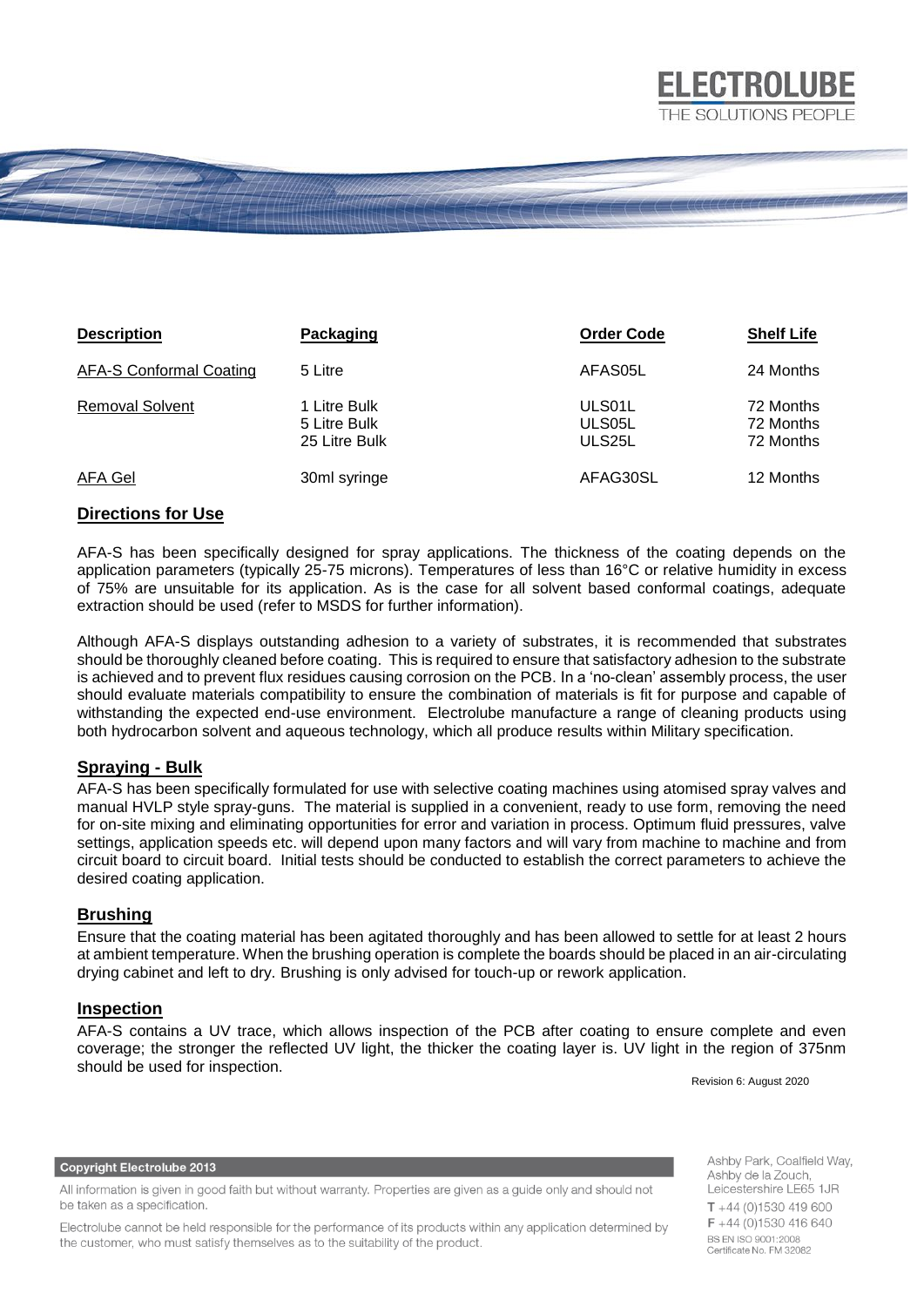| Description | Packaging | Order Code | Shelf Life |
|---|---|---|---|
| AFA-S Conformal Coating | 5 Litre | AFAS05L | 24 Months |
| Removal Solvent | 1 Litre Bulk<br>5 Litre Bulk<br>25 Litre Bulk | ULS01L<br>ULS05L<br>ULS25L | 72 Months<br>72 Months<br>72 Months |
| AFA Gel | 30ml syringe | AFAG30SL | 12 Months |

## Directions for Use

AFA-S has been specifically designed for spray applications. The thickness of the coating depends on the application parameters (typically 25-75 microns). Temperatures of less than 16°C or relative humidity in excess of 75% are unsuitable for its application. As is the case for all solvent based conformal coatings, adequate extraction should be used (refer to MSDS for further information).

Although AFA-S displays outstanding adhesion to a variety of substrates, it is recommended that substrates should be thoroughly cleaned before coating. This is required to ensure that satisfactory adhesion to the substrate is achieved and to prevent flux residues causing corrosion on the PCB. In a 'no-clean' assembly process, the user should evaluate materials compatibility to ensure the combination of materials is fit for purpose and capable of withstanding the expected end-use environment. Electrolube manufacture a range of cleaning products using both hydrocarbon solvent and aqueous technology, which all produce results within Military specification.

## Spraying - Bulk

AFA-S has been specifically formulated for use with selective coating machines using atomised spray valves and manual HVLP style spray-guns. The material is supplied in a convenient, ready to use form, removing the need for on-site mixing and eliminating opportunities for error and variation in process. Optimum fluid pressures, valve settings, application speeds etc. will depend upon many factors and will vary from machine to machine and from circuit board to circuit board. Initial tests should be conducted to establish the correct parameters to achieve the desired coating application.

## Brushing

Ensure that the coating material has been agitated thoroughly and has been allowed to settle for at least 2 hours at ambient temperature. When the brushing operation is complete the boards should be placed in an air-circulating drying cabinet and left to dry. Brushing is only advised for touch-up or rework application.

## Inspection

AFA-S contains a UV trace, which allows inspection of the PCB after coating to ensure complete and even coverage; the stronger the reflected UV light, the thicker the coating layer is. UV light in the region of 375nm should be used for inspection.

Revision 6: August 2020

**Copyright Electrolube 2013**

All information is given in good faith but without warranty. Properties are given as a guide only and should not be taken as a specification.

Electrolube cannot be held responsible for the performance of its products within any application determined by the customer, who must satisfy themselves as to the suitability of the product.

Ashby Park, Coalfield Way,
Ashby de la Zouch,
Leicestershire LE65 1JR
T +44 (0)1530 419 600
F +44 (0)1530 416 640
BS EN ISO 9001:2008
Certificate No. FM 32082